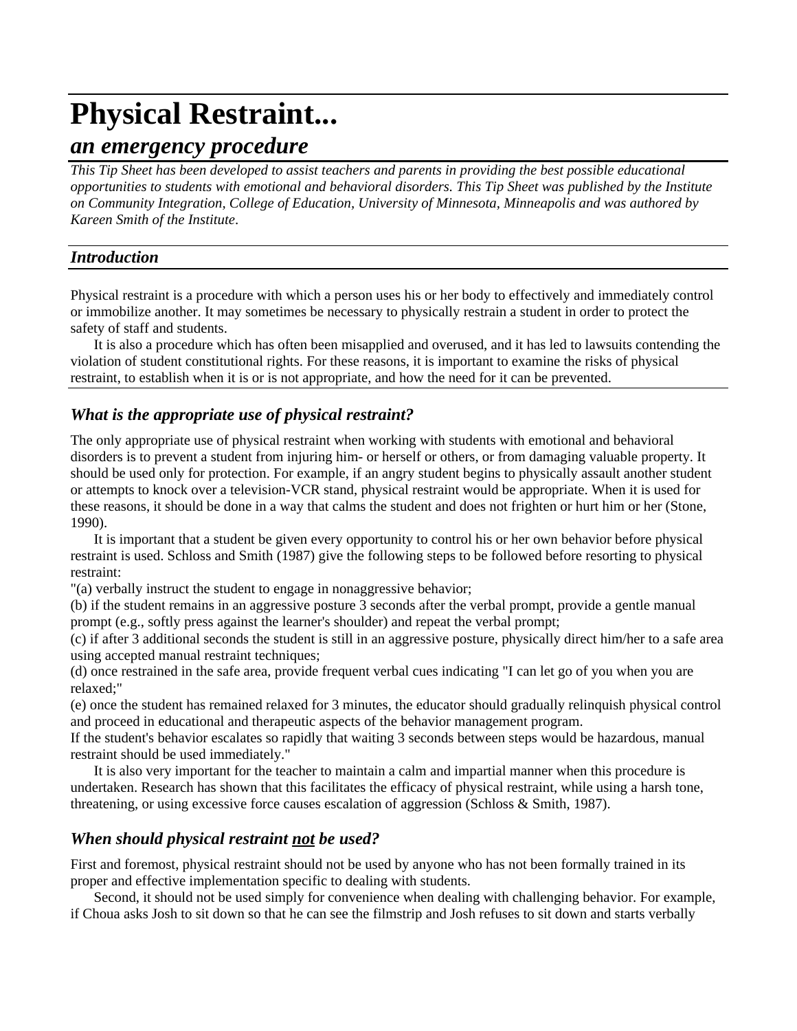# Physical Restraint...

## *an emergency procedure*

*This Tip Sheet has been developed to assist teachers and parents in providing the best possible educational opportunities to students with emotional and behavioral disorders. This Tip Sheet was published by the Institute on Community Integration, College of Education, University of Minnesota, Minneapolis and was authored by Kareen Smith of the Institute.*

### *Introduction*

Physical restraint is a procedure with which a person uses his or her body to effectively and immediately control or immobilize another. It may sometimes be necessary to physically restrain a student in order to protect the safety of staff and students.

It is also a procedure which has often been misapplied and overused, and it has led to lawsuits contending the violation of student constitutional rights. For these reasons, it is important to examine the risks of physical restraint, to establish when it is or is not appropriate, and how the need for it can be prevented.

### *What is the appropriate use of physical restraint?*

The only appropriate use of physical restraint when working with students with emotional and behavioral disorders is to prevent a student from injuring him- or herself or others, or from damaging valuable property. It should be used only for protection. For example, if an angry student begins to physically assault another student or attempts to knock over a television-VCR stand, physical restraint would be appropriate. When it is used for these reasons, it should be done in a way that calms the student and does not frighten or hurt him or her (Stone, 1990).

It is important that a student be given every opportunity to control his or her own behavior before physical restraint is used. Schloss and Smith (1987) give the following steps to be followed before resorting to physical restraint:

"(a) verbally instruct the student to engage in nonaggressive behavior;
(b) if the student remains in an aggressive posture 3 seconds after the verbal prompt, provide a gentle manual prompt (e.g., softly press against the learner's shoulder) and repeat the verbal prompt;
(c) if after 3 additional seconds the student is still in an aggressive posture, physically direct him/her to a safe area using accepted manual restraint techniques;
(d) once restrained in the safe area, provide frequent verbal cues indicating "I can let go of you when you are relaxed;"
(e) once the student has remained relaxed for 3 minutes, the educator should gradually relinquish physical control and proceed in educational and therapeutic aspects of the behavior management program.
If the student's behavior escalates so rapidly that waiting 3 seconds between steps would be hazardous, manual restraint should be used immediately."

It is also very important for the teacher to maintain a calm and impartial manner when this procedure is undertaken. Research has shown that this facilitates the efficacy of physical restraint, while using a harsh tone, threatening, or using excessive force causes escalation of aggression (Schloss & Smith, 1987).

### *When should physical restraint <u>not</u> be used?*

First and foremost, physical restraint should not be used by anyone who has not been formally trained in its proper and effective implementation specific to dealing with students.

Second, it should not be used simply for convenience when dealing with challenging behavior. For example, if Choua asks Josh to sit down so that he can see the filmstrip and Josh refuses to sit down and starts verbally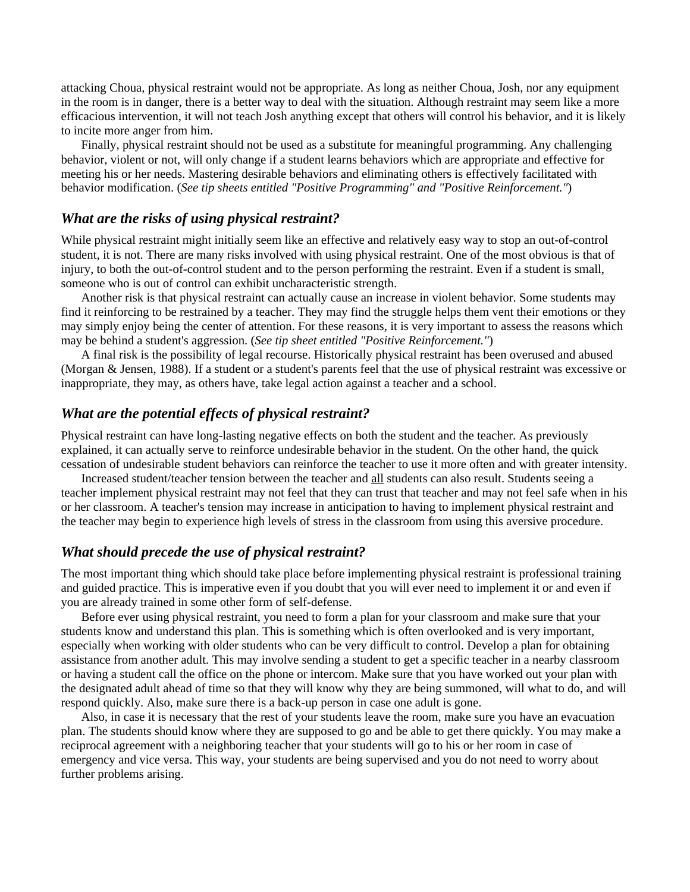attacking Choua, physical restraint would not be appropriate. As long as neither Choua, Josh, nor any equipment in the room is in danger, there is a better way to deal with the situation. Although restraint may seem like a more efficacious intervention, it will not teach Josh anything except that others will control his behavior, and it is likely to incite more anger from him.

Finally, physical restraint should not be used as a substitute for meaningful programming. Any challenging behavior, violent or not, will only change if a student learns behaviors which are appropriate and effective for meeting his or her needs. Mastering desirable behaviors and eliminating others is effectively facilitated with behavior modification. (*See tip sheets entitled "Positive Programming" and "Positive Reinforcement."*)

### *What are the risks of using physical restraint?*

While physical restraint might initially seem like an effective and relatively easy way to stop an out-of-control student, it is not. There are many risks involved with using physical restraint. One of the most obvious is that of injury, to both the out-of-control student and to the person performing the restraint. Even if a student is small, someone who is out of control can exhibit uncharacteristic strength.

Another risk is that physical restraint can actually cause an increase in violent behavior. Some students may find it reinforcing to be restrained by a teacher. They may find the struggle helps them vent their emotions or they may simply enjoy being the center of attention. For these reasons, it is very important to assess the reasons which may be behind a student's aggression. (*See tip sheet entitled "Positive Reinforcement."*)

A final risk is the possibility of legal recourse. Historically physical restraint has been overused and abused (Morgan & Jensen, 1988). If a student or a student's parents feel that the use of physical restraint was excessive or inappropriate, they may, as others have, take legal action against a teacher and a school.

### *What are the potential effects of physical restraint?*

Physical restraint can have long-lasting negative effects on both the student and the teacher. As previously explained, it can actually serve to reinforce undesirable behavior in the student. On the other hand, the quick cessation of undesirable student behaviors can reinforce the teacher to use it more often and with greater intensity.

Increased student/teacher tension between the teacher and <u>all</u> students can also result. Students seeing a teacher implement physical restraint may not feel that they can trust that teacher and may not feel safe when in his or her classroom. A teacher's tension may increase in anticipation to having to implement physical restraint and the teacher may begin to experience high levels of stress in the classroom from using this aversive procedure.

### *What should precede the use of physical restraint?*

The most important thing which should take place before implementing physical restraint is professional training and guided practice. This is imperative even if you doubt that you will ever need to implement it or and even if you are already trained in some other form of self-defense.

Before ever using physical restraint, you need to form a plan for your classroom and make sure that your students know and understand this plan. This is something which is often overlooked and is very important, especially when working with older students who can be very difficult to control. Develop a plan for obtaining assistance from another adult. This may involve sending a student to get a specific teacher in a nearby classroom or having a student call the office on the phone or intercom. Make sure that you have worked out your plan with the designated adult ahead of time so that they will know why they are being summoned, will what to do, and will respond quickly. Also, make sure there is a back-up person in case one adult is gone.

Also, in case it is necessary that the rest of your students leave the room, make sure you have an evacuation plan. The students should know where they are supposed to go and be able to get there quickly. You may make a reciprocal agreement with a neighboring teacher that your students will go to his or her room in case of emergency and vice versa. This way, your students are being supervised and you do not need to worry about further problems arising.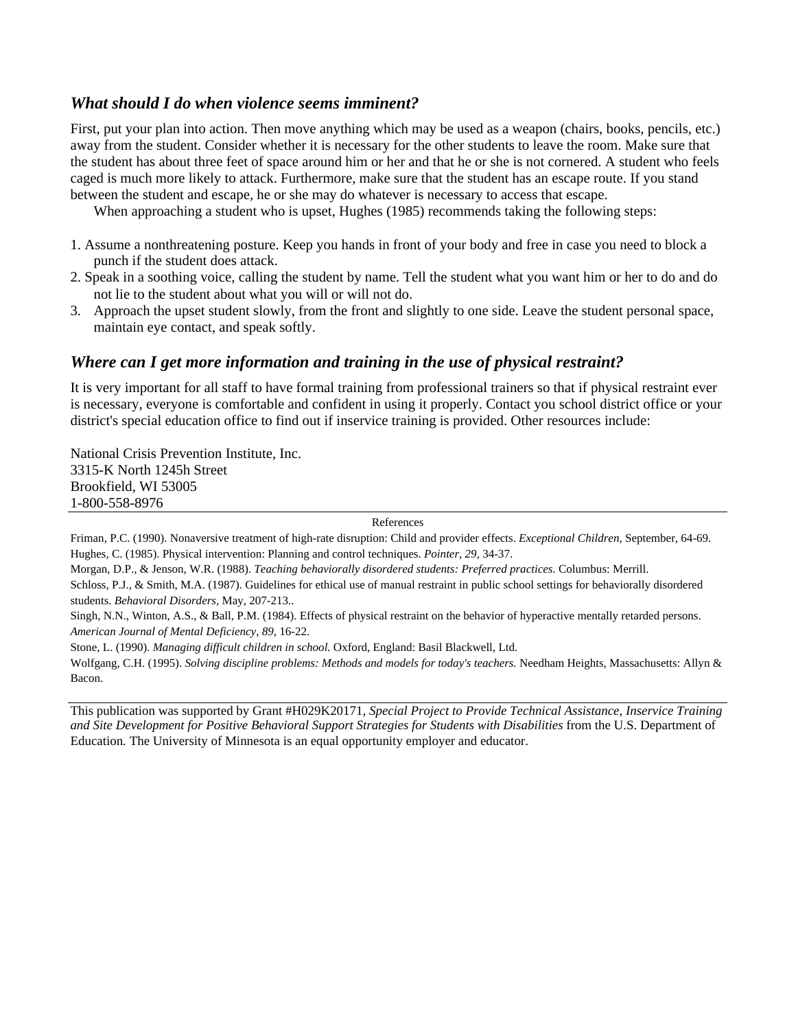### *What should I do when violence seems imminent?*

First, put your plan into action. Then move anything which may be used as a weapon (chairs, books, pencils, etc.) away from the student. Consider whether it is necessary for the other students to leave the room. Make sure that the student has about three feet of space around him or her and that he or she is not cornered. A student who feels caged is much more likely to attack. Furthermore, make sure that the student has an escape route. If you stand between the student and escape, he or she may do whatever is necessary to access that escape.

When approaching a student who is upset, Hughes (1985) recommends taking the following steps:

1. Assume a nonthreatening posture. Keep you hands in front of your body and free in case you need to block a punch if the student does attack.
2. Speak in a soothing voice, calling the student by name. Tell the student what you want him or her to do and do not lie to the student about what you will or will not do.
3. Approach the upset student slowly, from the front and slightly to one side. Leave the student personal space, maintain eye contact, and speak softly.

### *Where can I get more information and training in the use of physical restraint?*

It is very important for all staff to have formal training from professional trainers so that if physical restraint ever is necessary, everyone is comfortable and confident in using it properly. Contact you school district office or your district's special education office to find out if inservice training is provided. Other resources include:

National Crisis Prevention Institute, Inc.
3315-K North 1245h Street
Brookfield, WI 53005
1-800-558-8976

References

Friman, P.C. (1990). Nonaversive treatment of high-rate disruption: Child and provider effects. *Exceptional Children,* September, 64-69.

Hughes, C. (1985). Physical intervention: Planning and control techniques. *Pointer, 29,* 34-37.

Morgan, D.P., & Jenson, W.R. (1988). *Teaching behaviorally disordered students: Preferred practices.* Columbus: Merrill.

Schloss, P.J., & Smith, M.A. (1987). Guidelines for ethical use of manual restraint in public school settings for behaviorally disordered students. *Behavioral Disorders,* May, 207-213..

Singh, N.N., Winton, A.S., & Ball, P.M. (1984). Effects of physical restraint on the behavior of hyperactive mentally retarded persons. *American Journal of Mental Deficiency, 89,* 16-22.

Stone, L. (1990). *Managing difficult children in school.* Oxford, England: Basil Blackwell, Ltd.

Wolfgang, C.H. (1995). *Solving discipline problems: Methods and models for today's teachers.* Needham Heights, Massachusetts: Allyn & Bacon.

---

This publication was supported by Grant #H029K20171, *Special Project to Provide Technical Assistance, Inservice Training and Site Development for Positive Behavioral Support Strategies for Students with Disabilities* from the U.S. Department of Education. The University of Minnesota is an equal opportunity employer and educator.